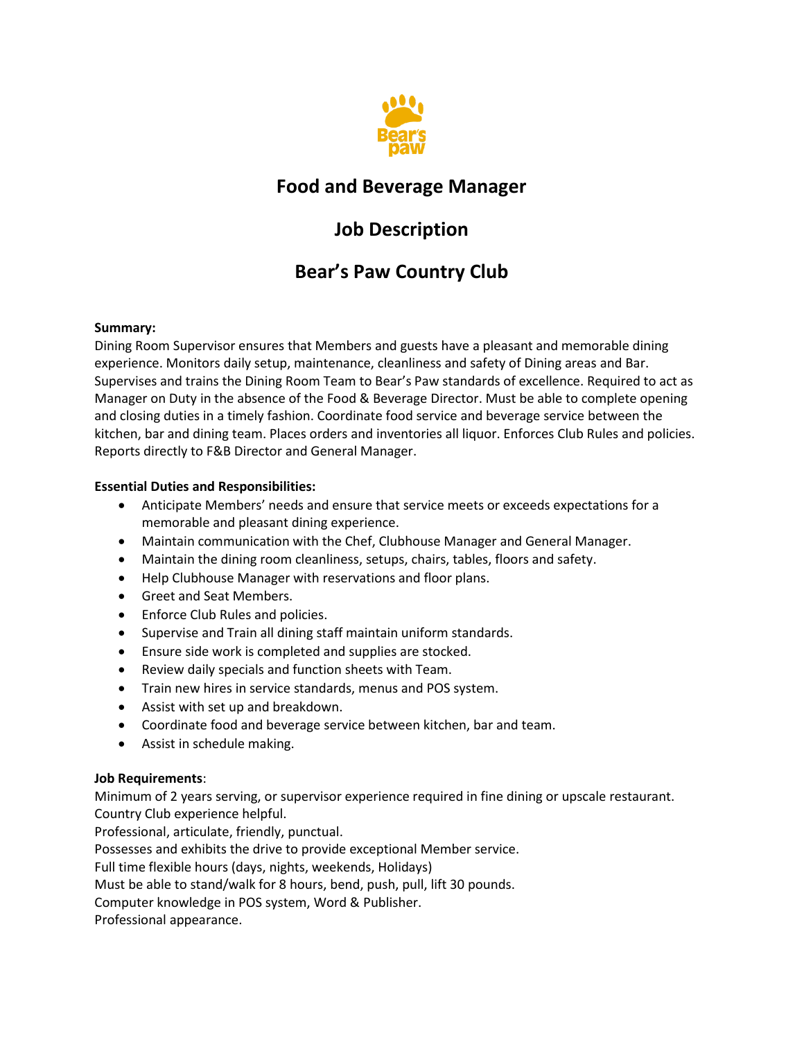# Food and Beverage Manager

## Job Description

## Bear's Paw Country Club

**Summary:**
Dining Room Supervisor ensures that Members and guests have a pleasant and memorable dining experience. Monitors daily setup, maintenance, cleanliness and safety of Dining areas and Bar. Supervises and trains the Dining Room Team to Bear's Paw standards of excellence. Required to act as Manager on Duty in the absence of the Food & Beverage Director. Must be able to complete opening and closing duties in a timely fashion. Coordinate food service and beverage service between the kitchen, bar and dining team. Places orders and inventories all liquor. Enforces Club Rules and policies. Reports directly to F&B Director and General Manager.

**Essential Duties and Responsibilities:**

- Anticipate Members' needs and ensure that service meets or exceeds expectations for a memorable and pleasant dining experience.
- Maintain communication with the Chef, Clubhouse Manager and General Manager.
- Maintain the dining room cleanliness, setups, chairs, tables, floors and safety.
- Help Clubhouse Manager with reservations and floor plans.
- Greet and Seat Members.
- Enforce Club Rules and policies.
- Supervise and Train all dining staff maintain uniform standards.
- Ensure side work is completed and supplies are stocked.
- Review daily specials and function sheets with Team.
- Train new hires in service standards, menus and POS system.
- Assist with set up and breakdown.
- Coordinate food and beverage service between kitchen, bar and team.
- Assist in schedule making.

**Job Requirements**:
Minimum of 2 years serving, or supervisor experience required in fine dining or upscale restaurant.
Country Club experience helpful.
Professional, articulate, friendly, punctual.
Possesses and exhibits the drive to provide exceptional Member service.
Full time flexible hours (days, nights, weekends, Holidays)
Must be able to stand/walk for 8 hours, bend, push, pull, lift 30 pounds.
Computer knowledge in POS system, Word & Publisher.
Professional appearance.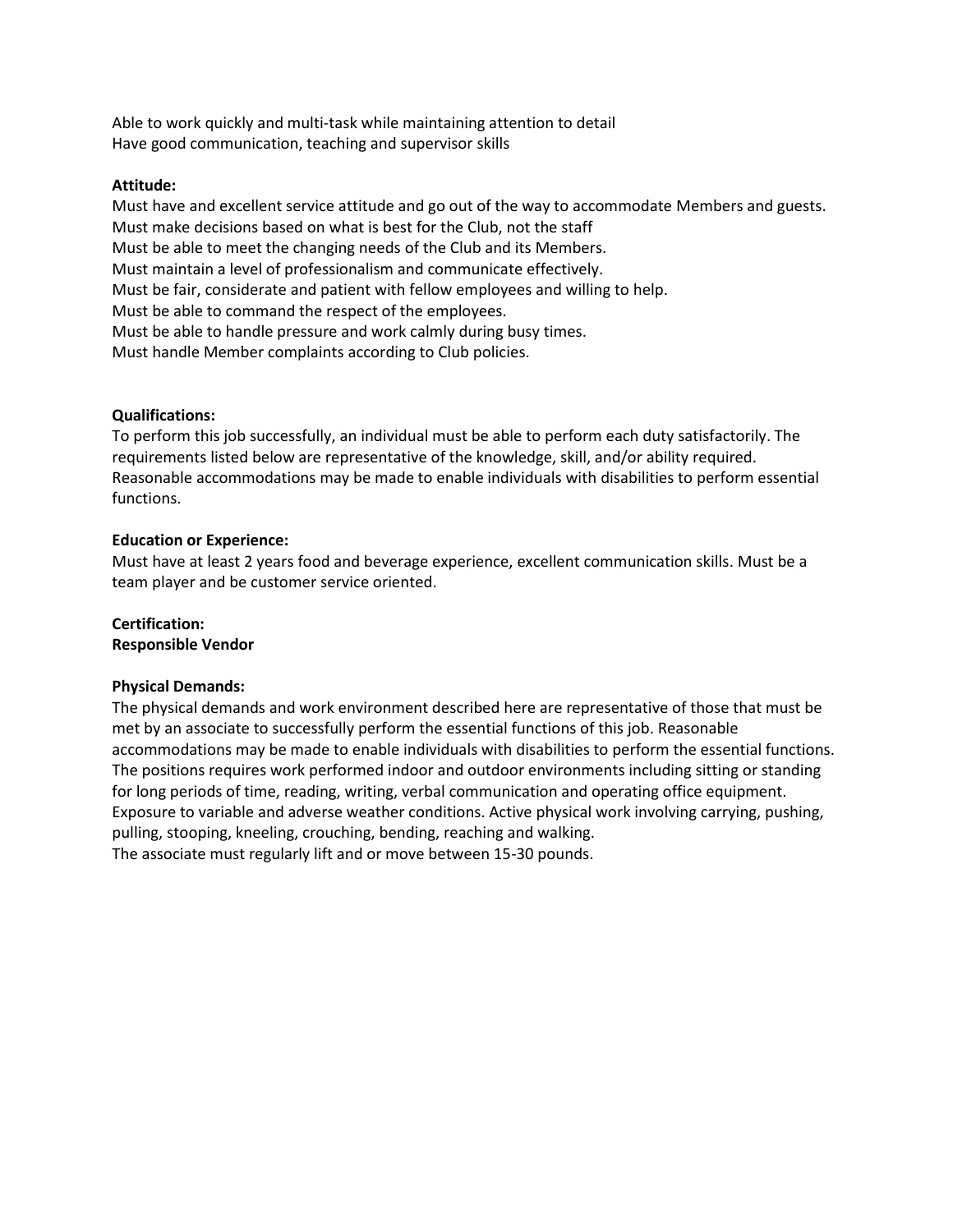Able to work quickly and multi-task while maintaining attention to detail
Have good communication, teaching and supervisor skills

**Attitude:**
Must have and excellent service attitude and go out of the way to accommodate Members and guests.
Must make decisions based on what is best for the Club, not the staff
Must be able to meet the changing needs of the Club and its Members.
Must maintain a level of professionalism and communicate effectively.
Must be fair, considerate and patient with fellow employees and willing to help.
Must be able to command the respect of the employees.
Must be able to handle pressure and work calmly during busy times.
Must handle Member complaints according to Club policies.

**Qualifications:**
To perform this job successfully, an individual must be able to perform each duty satisfactorily. The requirements listed below are representative of the knowledge, skill, and/or ability required. Reasonable accommodations may be made to enable individuals with disabilities to perform essential functions.

**Education or Experience:**
Must have at least 2 years food and beverage experience, excellent communication skills. Must be a team player and be customer service oriented.

**Certification:**
**Responsible Vendor**

**Physical Demands:**
The physical demands and work environment described here are representative of those that must be met by an associate to successfully perform the essential functions of this job. Reasonable accommodations may be made to enable individuals with disabilities to perform the essential functions. The positions requires work performed indoor and outdoor environments including sitting or standing for long periods of time, reading, writing, verbal communication and operating office equipment. Exposure to variable and adverse weather conditions. Active physical work involving carrying, pushing, pulling, stooping, kneeling, crouching, bending, reaching and walking.
The associate must regularly lift and or move between 15-30 pounds.